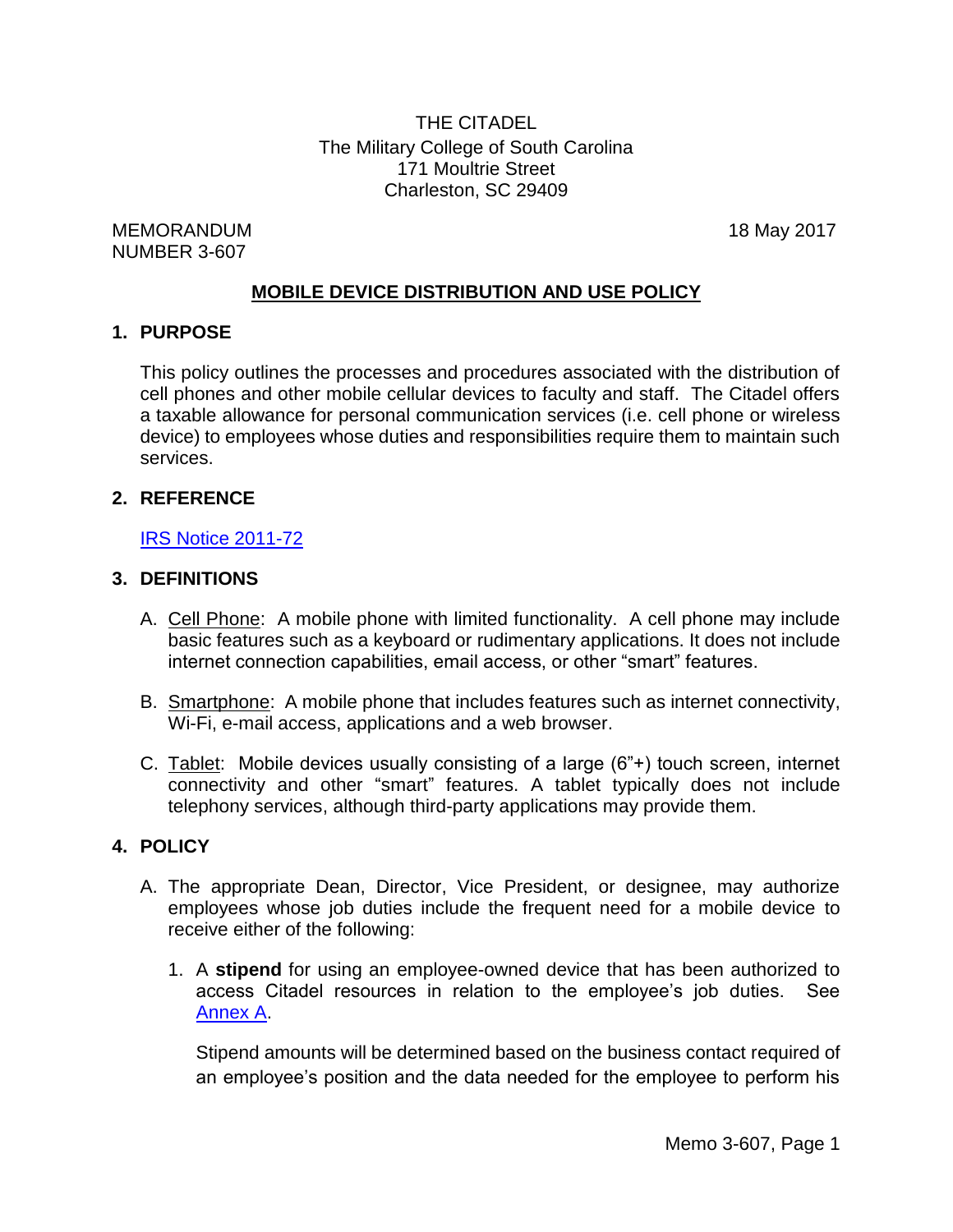THE CITADEL
The Military College of South Carolina
171 Moultrie Street
Charleston, SC 29409

MEMORANDUM
NUMBER 3-607

18 May 2017

# MOBILE DEVICE DISTRIBUTION AND USE POLICY

## 1. PURPOSE

This policy outlines the processes and procedures associated with the distribution of cell phones and other mobile cellular devices to faculty and staff. The Citadel offers a taxable allowance for personal communication services (i.e. cell phone or wireless device) to employees whose duties and responsibilities require them to maintain such services.

## 2. REFERENCE

IRS Notice 2011-72

## 3. DEFINITIONS

A. Cell Phone: A mobile phone with limited functionality. A cell phone may include basic features such as a keyboard or rudimentary applications. It does not include internet connection capabilities, email access, or other "smart" features.

B. Smartphone: A mobile phone that includes features such as internet connectivity, Wi-Fi, e-mail access, applications and a web browser.

C. Tablet: Mobile devices usually consisting of a large (6"+) touch screen, internet connectivity and other "smart" features. A tablet typically does not include telephony services, although third-party applications may provide them.

## 4. POLICY

A. The appropriate Dean, Director, Vice President, or designee, may authorize employees whose job duties include the frequent need for a mobile device to receive either of the following:

1. A **stipend** for using an employee-owned device that has been authorized to access Citadel resources in relation to the employee's job duties. See Annex A.

   Stipend amounts will be determined based on the business contact required of an employee's position and the data needed for the employee to perform his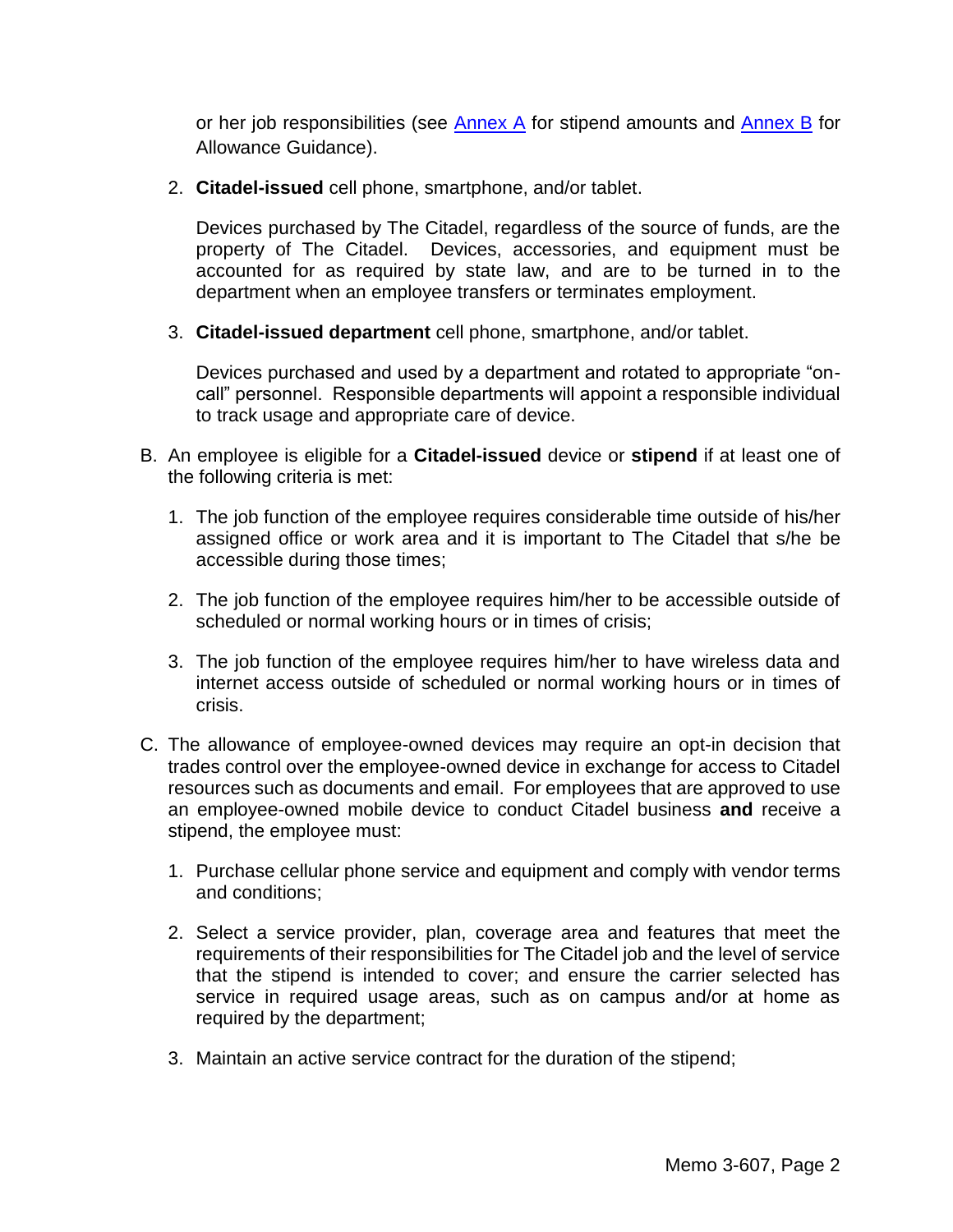or her job responsibilities (see [Annex A](#) for stipend amounts and [Annex B](#) for Allowance Guidance).

2. **Citadel-issued** cell phone, smartphone, and/or tablet.

   Devices purchased by The Citadel, regardless of the source of funds, are the property of The Citadel. Devices, accessories, and equipment must be accounted for as required by state law, and are to be turned in to the department when an employee transfers or terminates employment.

3. **Citadel-issued department** cell phone, smartphone, and/or tablet.

   Devices purchased and used by a department and rotated to appropriate "on-call" personnel. Responsible departments will appoint a responsible individual to track usage and appropriate care of device.

B. An employee is eligible for a **Citadel-issued** device or **stipend** if at least one of the following criteria is met:

1. The job function of the employee requires considerable time outside of his/her assigned office or work area and it is important to The Citadel that s/he be accessible during those times;

2. The job function of the employee requires him/her to be accessible outside of scheduled or normal working hours or in times of crisis;

3. The job function of the employee requires him/her to have wireless data and internet access outside of scheduled or normal working hours or in times of crisis.

C. The allowance of employee-owned devices may require an opt-in decision that trades control over the employee-owned device in exchange for access to Citadel resources such as documents and email. For employees that are approved to use an employee-owned mobile device to conduct Citadel business **and** receive a stipend, the employee must:

1. Purchase cellular phone service and equipment and comply with vendor terms and conditions;

2. Select a service provider, plan, coverage area and features that meet the requirements of their responsibilities for The Citadel job and the level of service that the stipend is intended to cover; and ensure the carrier selected has service in required usage areas, such as on campus and/or at home as required by the department;

3. Maintain an active service contract for the duration of the stipend;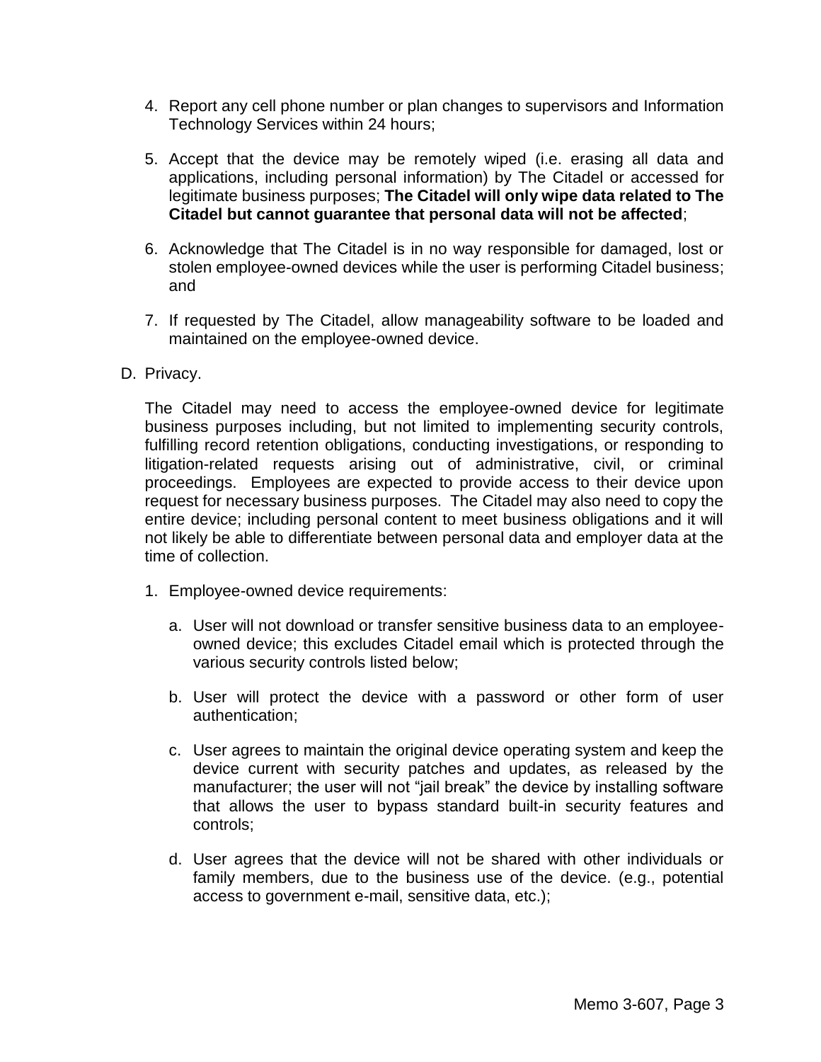4. Report any cell phone number or plan changes to supervisors and Information Technology Services within 24 hours;

5. Accept that the device may be remotely wiped (i.e. erasing all data and applications, including personal information) by The Citadel or accessed for legitimate business purposes; **The Citadel will only wipe data related to The Citadel but cannot guarantee that personal data will not be affected**;

6. Acknowledge that The Citadel is in no way responsible for damaged, lost or stolen employee-owned devices while the user is performing Citadel business; and

7. If requested by The Citadel, allow manageability software to be loaded and maintained on the employee-owned device.

D. Privacy.

The Citadel may need to access the employee-owned device for legitimate business purposes including, but not limited to implementing security controls, fulfilling record retention obligations, conducting investigations, or responding to litigation-related requests arising out of administrative, civil, or criminal proceedings. Employees are expected to provide access to their device upon request for necessary business purposes. The Citadel may also need to copy the entire device; including personal content to meet business obligations and it will not likely be able to differentiate between personal data and employer data at the time of collection.

1. Employee-owned device requirements:

   a. User will not download or transfer sensitive business data to an employee-owned device; this excludes Citadel email which is protected through the various security controls listed below;

   b. User will protect the device with a password or other form of user authentication;

   c. User agrees to maintain the original device operating system and keep the device current with security patches and updates, as released by the manufacturer; the user will not "jail break" the device by installing software that allows the user to bypass standard built-in security features and controls;

   d. User agrees that the device will not be shared with other individuals or family members, due to the business use of the device. (e.g., potential access to government e-mail, sensitive data, etc.);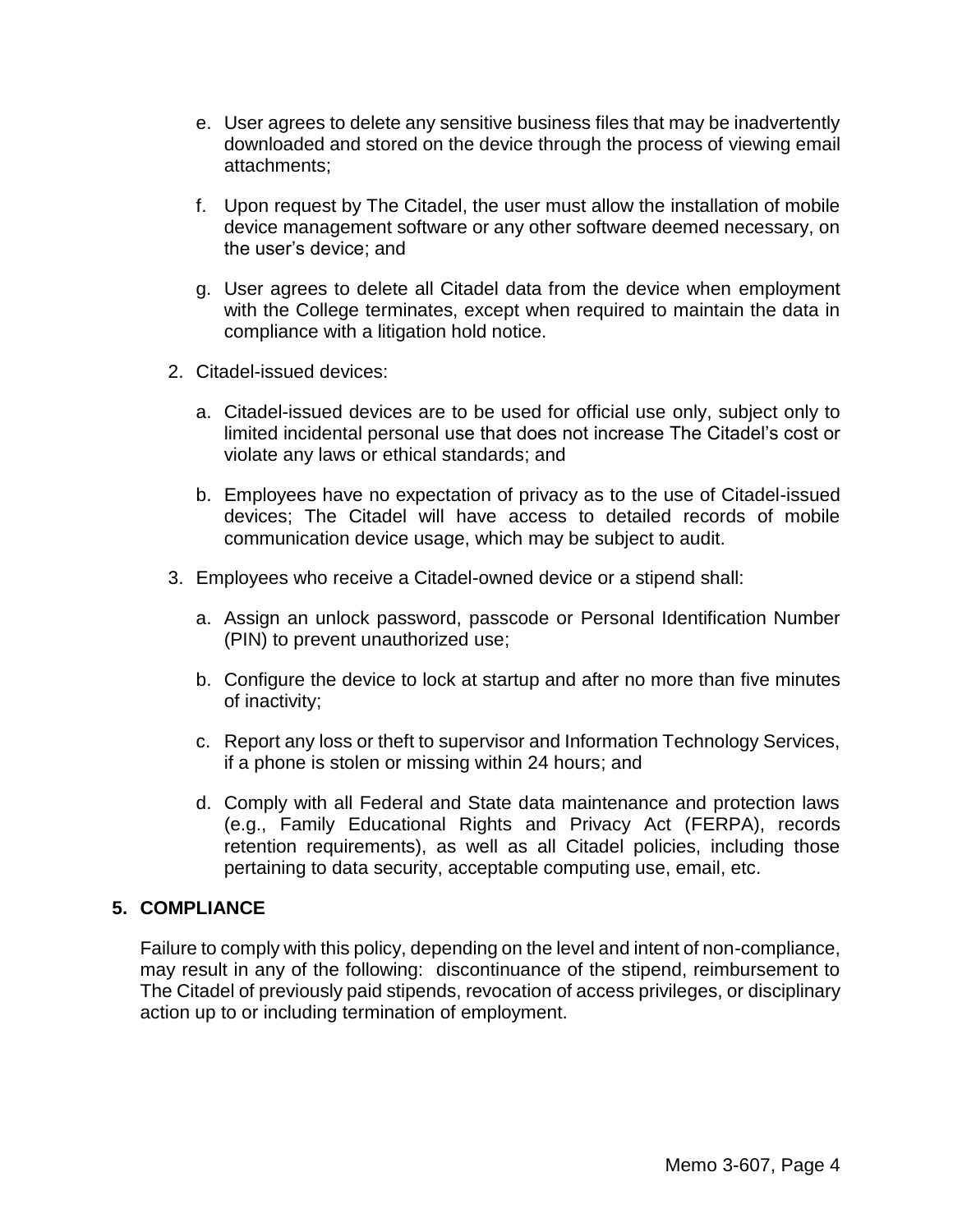e. User agrees to delete any sensitive business files that may be inadvertently downloaded and stored on the device through the process of viewing email attachments;

f. Upon request by The Citadel, the user must allow the installation of mobile device management software or any other software deemed necessary, on the user's device; and

g. User agrees to delete all Citadel data from the device when employment with the College terminates, except when required to maintain the data in compliance with a litigation hold notice.

2. Citadel-issued devices:

   a. Citadel-issued devices are to be used for official use only, subject only to limited incidental personal use that does not increase The Citadel's cost or violate any laws or ethical standards; and

   b. Employees have no expectation of privacy as to the use of Citadel-issued devices; The Citadel will have access to detailed records of mobile communication device usage, which may be subject to audit.

3. Employees who receive a Citadel-owned device or a stipend shall:

   a. Assign an unlock password, passcode or Personal Identification Number (PIN) to prevent unauthorized use;

   b. Configure the device to lock at startup and after no more than five minutes of inactivity;

   c. Report any loss or theft to supervisor and Information Technology Services, if a phone is stolen or missing within 24 hours; and

   d. Comply with all Federal and State data maintenance and protection laws (e.g., Family Educational Rights and Privacy Act (FERPA), records retention requirements), as well as all Citadel policies, including those pertaining to data security, acceptable computing use, email, etc.

## 5. COMPLIANCE

Failure to comply with this policy, depending on the level and intent of non-compliance, may result in any of the following: discontinuance of the stipend, reimbursement to The Citadel of previously paid stipends, revocation of access privileges, or disciplinary action up to or including termination of employment.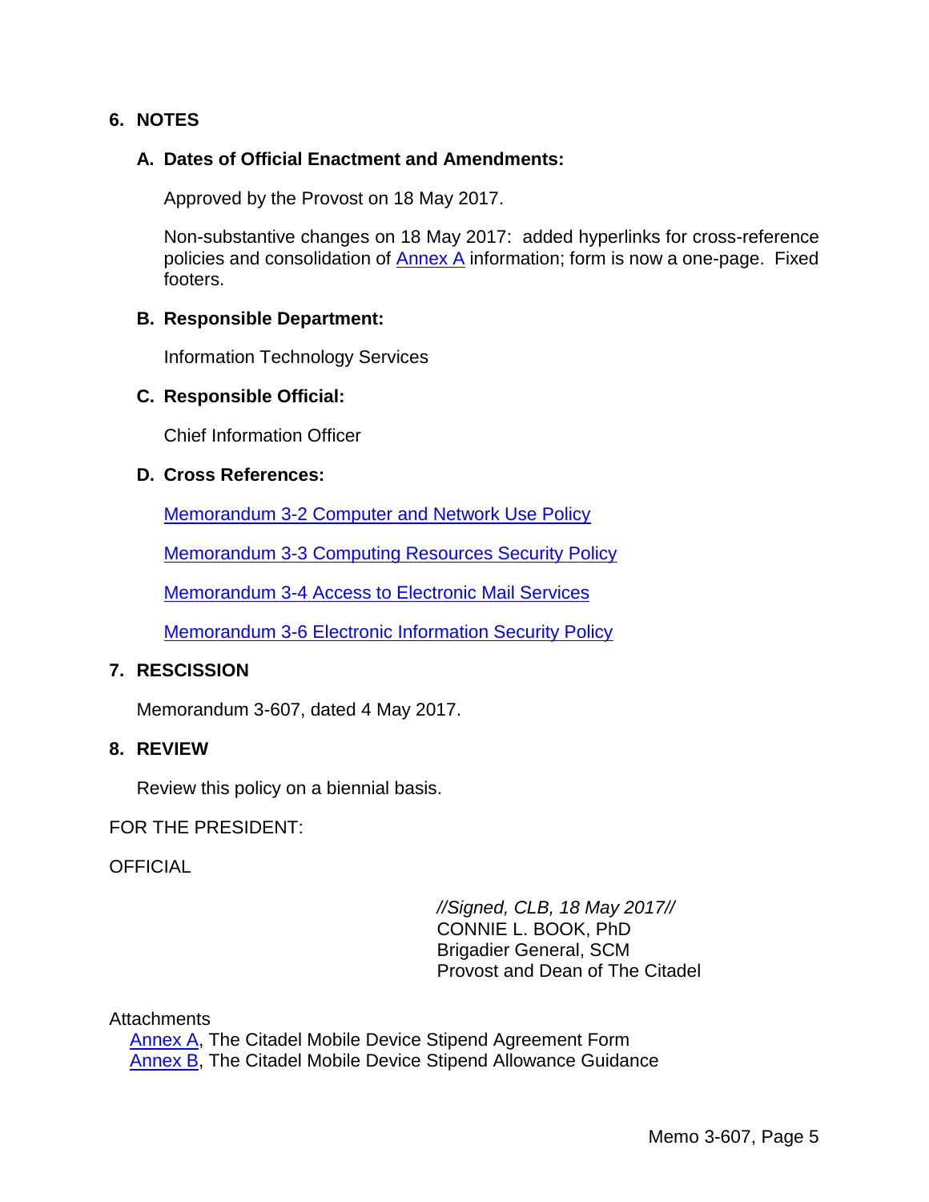## 6. NOTES

### A. Dates of Official Enactment and Amendments:

Approved by the Provost on 18 May 2017.

Non-substantive changes on 18 May 2017: added hyperlinks for cross-reference policies and consolidation of Annex A information; form is now a one-page. Fixed footers.

### B. Responsible Department:

Information Technology Services

### C. Responsible Official:

Chief Information Officer

### D. Cross References:

Memorandum 3-2 Computer and Network Use Policy

Memorandum 3-3 Computing Resources Security Policy

Memorandum 3-4 Access to Electronic Mail Services

Memorandum 3-6 Electronic Information Security Policy

## 7. RESCISSION

Memorandum 3-607, dated 4 May 2017.

## 8. REVIEW

Review this policy on a biennial basis.

FOR THE PRESIDENT:

OFFICIAL

*//Signed, CLB, 18 May 2017//*
CONNIE L. BOOK, PhD
Brigadier General, SCM
Provost and Dean of The Citadel

Attachments
Annex A, The Citadel Mobile Device Stipend Agreement Form
Annex B, The Citadel Mobile Device Stipend Allowance Guidance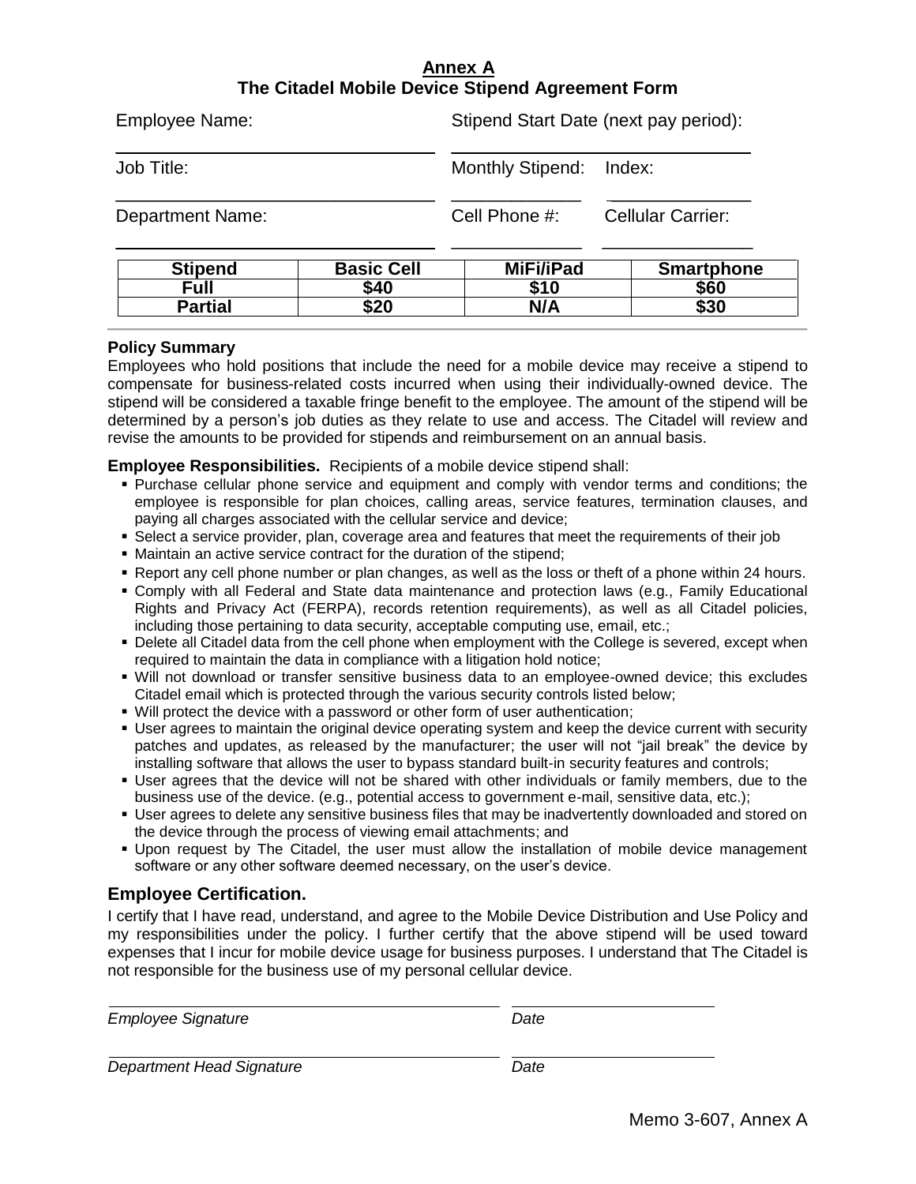# Annex A
## The Citadel Mobile Device Stipend Agreement Form

Employee Name: ______________________________ Stipend Start Date (next pay period): ______________________________

Job Title: ______________________________ Monthly Stipend: ____________ Index: ____________

Department Name: ______________________________ Cell Phone #: ____________ Cellular Carrier: ____________

| Stipend | Basic Cell | MiFi/iPad | Smartphone |
|---|---|---|---|
| Full | $40 | $10 | $60 |
| Partial | $20 | N/A | $30 |

**Policy Summary**

Employees who hold positions that include the need for a mobile device may receive a stipend to compensate for business-related costs incurred when using their individually-owned device. The stipend will be considered a taxable fringe benefit to the employee. The amount of the stipend will be determined by a person's job duties as they relate to use and access. The Citadel will review and revise the amounts to be provided for stipends and reimbursement on an annual basis.

**Employee Responsibilities.** Recipients of a mobile device stipend shall:

- Purchase cellular phone service and equipment and comply with vendor terms and conditions; the employee is responsible for plan choices, calling areas, service features, termination clauses, and paying all charges associated with the cellular service and device;
- Select a service provider, plan, coverage area and features that meet the requirements of their job
- Maintain an active service contract for the duration of the stipend;
- Report any cell phone number or plan changes, as well as the loss or theft of a phone within 24 hours.
- Comply with all Federal and State data maintenance and protection laws (e.g., Family Educational Rights and Privacy Act (FERPA), records retention requirements), as well as all Citadel policies, including those pertaining to data security, acceptable computing use, email, etc.;
- Delete all Citadel data from the cell phone when employment with the College is severed, except when required to maintain the data in compliance with a litigation hold notice;
- Will not download or transfer sensitive business data to an employee-owned device; this excludes Citadel email which is protected through the various security controls listed below;
- Will protect the device with a password or other form of user authentication;
- User agrees to maintain the original device operating system and keep the device current with security patches and updates, as released by the manufacturer; the user will not "jail break" the device by installing software that allows the user to bypass standard built-in security features and controls;
- User agrees that the device will not be shared with other individuals or family members, due to the business use of the device. (e.g., potential access to government e-mail, sensitive data, etc.);
- User agrees to delete any sensitive business files that may be inadvertently downloaded and stored on the device through the process of viewing email attachments; and
- Upon request by The Citadel, the user must allow the installation of mobile device management software or any other software deemed necessary, on the user's device.

### Employee Certification.

I certify that I have read, understand, and agree to the Mobile Device Distribution and Use Policy and my responsibilities under the policy. I further certify that the above stipend will be used toward expenses that I incur for mobile device usage for business purposes. I understand that The Citadel is not responsible for the business use of my personal cellular device.

______________________________ ______________________________

*Employee Signature* *Date*

______________________________ ______________________________

*Department Head Signature* *Date*

Memo 3-607, Annex A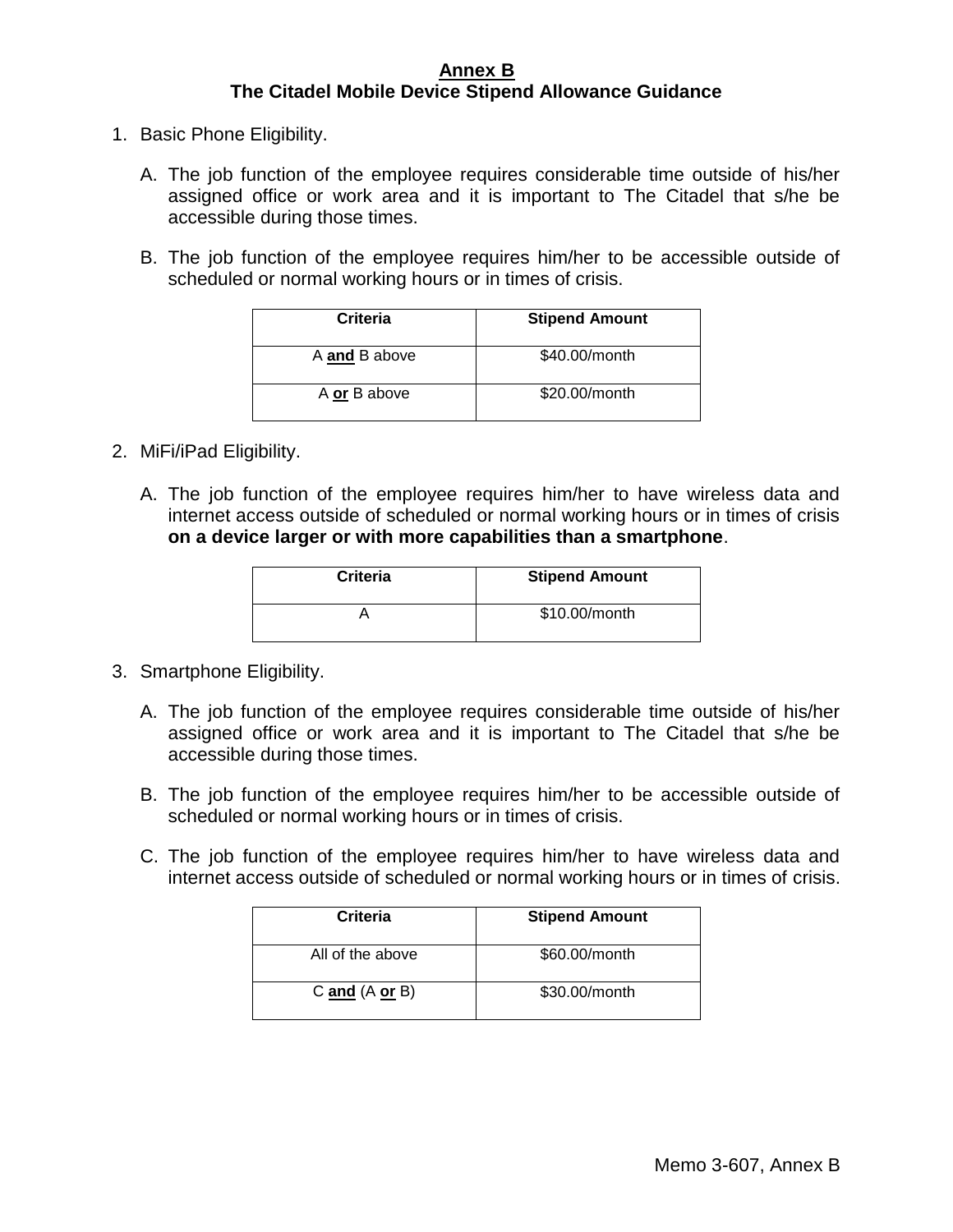## Annex B

## The Citadel Mobile Device Stipend Allowance Guidance

1. Basic Phone Eligibility.

   A. The job function of the employee requires considerable time outside of his/her assigned office or work area and it is important to The Citadel that s/he be accessible during those times.

   B. The job function of the employee requires him/her to be accessible outside of scheduled or normal working hours or in times of crisis.

| Criteria | Stipend Amount |
|---|---|
| A **and** B above | $40.00/month |
| A **or** B above | $20.00/month |

2. MiFi/iPad Eligibility.

   A. The job function of the employee requires him/her to have wireless data and internet access outside of scheduled or normal working hours or in times of crisis **on a device larger or with more capabilities than a smartphone**.

| Criteria | Stipend Amount |
|---|---|
| A | $10.00/month |

3. Smartphone Eligibility.

   A. The job function of the employee requires considerable time outside of his/her assigned office or work area and it is important to The Citadel that s/he be accessible during those times.

   B. The job function of the employee requires him/her to be accessible outside of scheduled or normal working hours or in times of crisis.

   C. The job function of the employee requires him/her to have wireless data and internet access outside of scheduled or normal working hours or in times of crisis.

| Criteria | Stipend Amount |
|---|---|
| All of the above | $60.00/month |
| C **and** (A **or** B) | $30.00/month |

Memo 3-607, Annex B